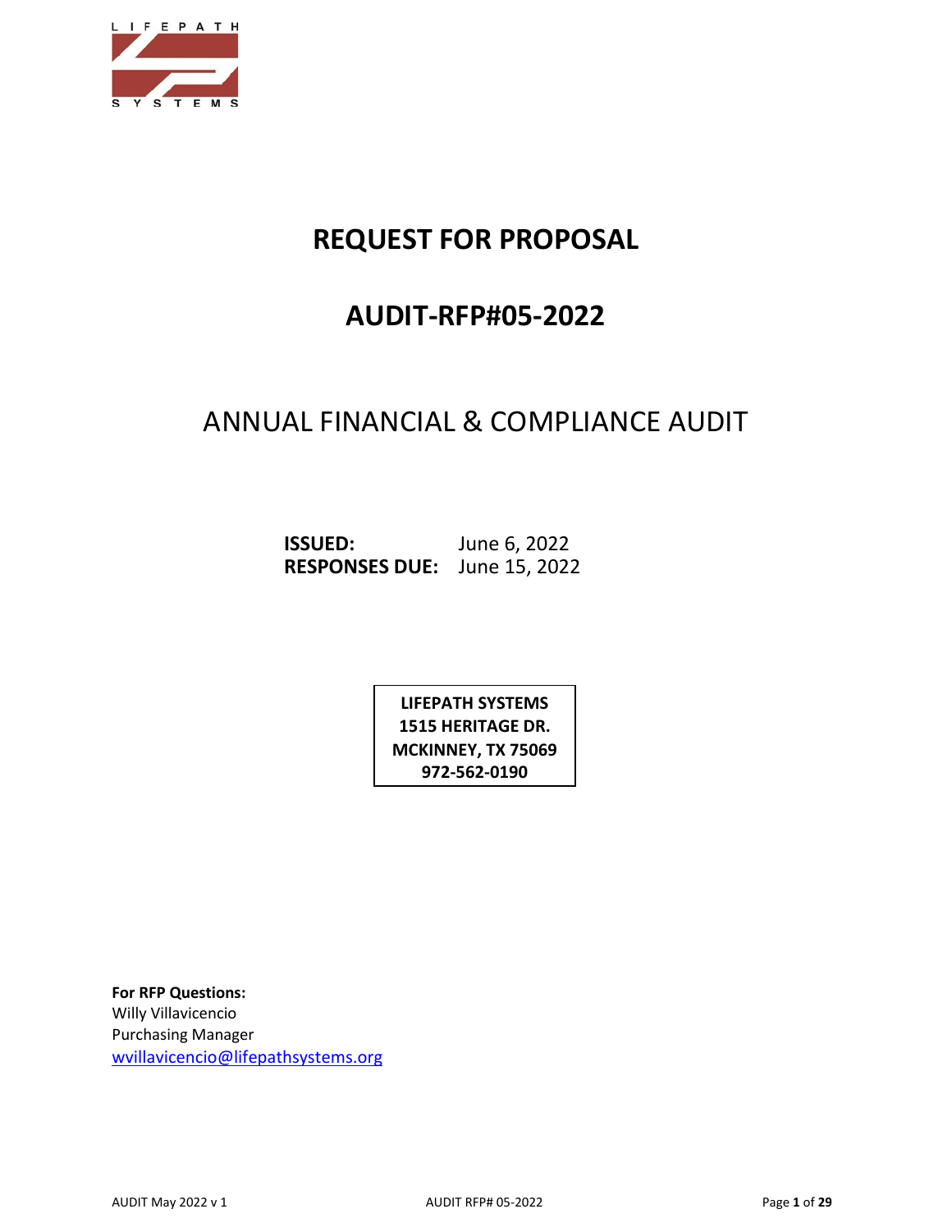LIFEPATH SYSTEMS

# REQUEST FOR PROPOSAL

# AUDIT-RFP#05-2022

## ANNUAL FINANCIAL & COMPLIANCE AUDIT

**ISSUED:** June 6, 2022
**RESPONSES DUE:** June 15, 2022

**LIFEPATH SYSTEMS**
**1515 HERITAGE DR.**
**MCKINNEY, TX 75069**
**972-562-0190**

**For RFP Questions:**
Willy Villavicencio
Purchasing Manager
wvillavicencio@lifepathsystems.org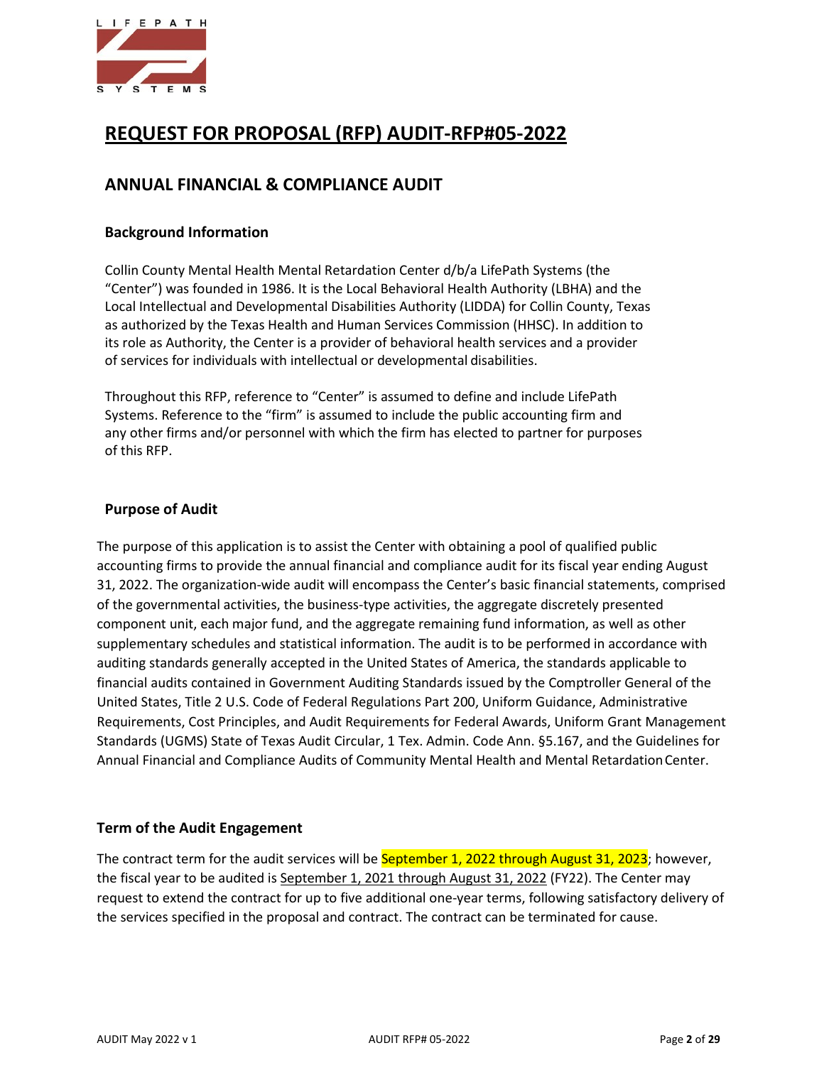# REQUEST FOR PROPOSAL (RFP) AUDIT-RFP#05-2022

## ANNUAL FINANCIAL & COMPLIANCE AUDIT

### Background Information

Collin County Mental Health Mental Retardation Center d/b/a LifePath Systems (the "Center") was founded in 1986. It is the Local Behavioral Health Authority (LBHA) and the Local Intellectual and Developmental Disabilities Authority (LIDDA) for Collin County, Texas as authorized by the Texas Health and Human Services Commission (HHSC). In addition to its role as Authority, the Center is a provider of behavioral health services and a provider of services for individuals with intellectual or developmental disabilities.

Throughout this RFP, reference to "Center" is assumed to define and include LifePath Systems. Reference to the "firm" is assumed to include the public accounting firm and any other firms and/or personnel with which the firm has elected to partner for purposes of this RFP.

### Purpose of Audit

The purpose of this application is to assist the Center with obtaining a pool of qualified public accounting firms to provide the annual financial and compliance audit for its fiscal year ending August 31, 2022. The organization-wide audit will encompass the Center's basic financial statements, comprised of the governmental activities, the business-type activities, the aggregate discretely presented component unit, each major fund, and the aggregate remaining fund information, as well as other supplementary schedules and statistical information. The audit is to be performed in accordance with auditing standards generally accepted in the United States of America, the standards applicable to financial audits contained in Government Auditing Standards issued by the Comptroller General of the United States, Title 2 U.S. Code of Federal Regulations Part 200, Uniform Guidance, Administrative Requirements, Cost Principles, and Audit Requirements for Federal Awards, Uniform Grant Management Standards (UGMS) State of Texas Audit Circular, 1 Tex. Admin. Code Ann. §5.167, and the Guidelines for Annual Financial and Compliance Audits of Community Mental Health and Mental Retardation Center.

### Term of the Audit Engagement

The contract term for the audit services will be September 1, 2022 through August 31, 2023; however, the fiscal year to be audited is September 1, 2021 through August 31, 2022 (FY22). The Center may request to extend the contract for up to five additional one-year terms, following satisfactory delivery of the services specified in the proposal and contract. The contract can be terminated for cause.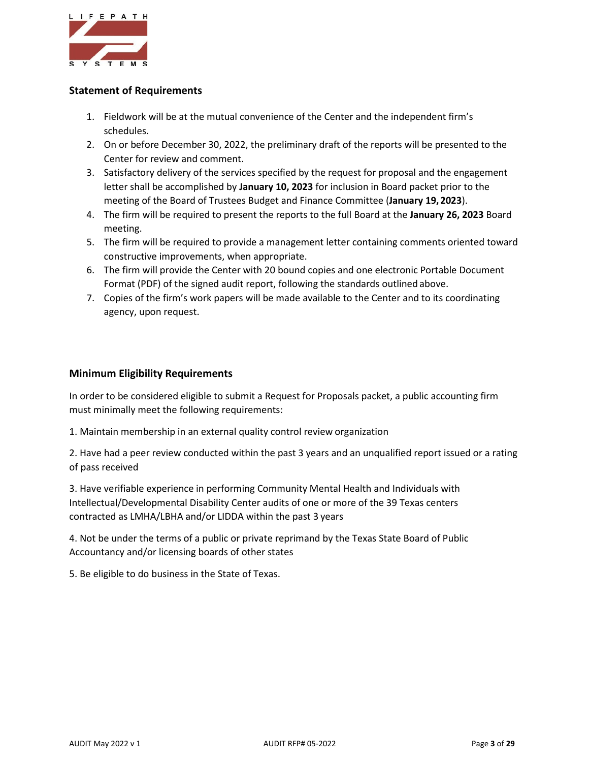## Statement of Requirements

1. Fieldwork will be at the mutual convenience of the Center and the independent firm's schedules.
2. On or before December 30, 2022, the preliminary draft of the reports will be presented to the Center for review and comment.
3. Satisfactory delivery of the services specified by the request for proposal and the engagement letter shall be accomplished by **January 10, 2023** for inclusion in Board packet prior to the meeting of the Board of Trustees Budget and Finance Committee (**January 19, 2023**).
4. The firm will be required to present the reports to the full Board at the **January 26, 2023** Board meeting.
5. The firm will be required to provide a management letter containing comments oriented toward constructive improvements, when appropriate.
6. The firm will provide the Center with 20 bound copies and one electronic Portable Document Format (PDF) of the signed audit report, following the standards outlined above.
7. Copies of the firm's work papers will be made available to the Center and to its coordinating agency, upon request.

## Minimum Eligibility Requirements

In order to be considered eligible to submit a Request for Proposals packet, a public accounting firm must minimally meet the following requirements:

1. Maintain membership in an external quality control review organization

2. Have had a peer review conducted within the past 3 years and an unqualified report issued or a rating of pass received

3. Have verifiable experience in performing Community Mental Health and Individuals with Intellectual/Developmental Disability Center audits of one or more of the 39 Texas centers contracted as LMHA/LBHA and/or LIDDA within the past 3 years

4. Not be under the terms of a public or private reprimand by the Texas State Board of Public Accountancy and/or licensing boards of other states

5. Be eligible to do business in the State of Texas.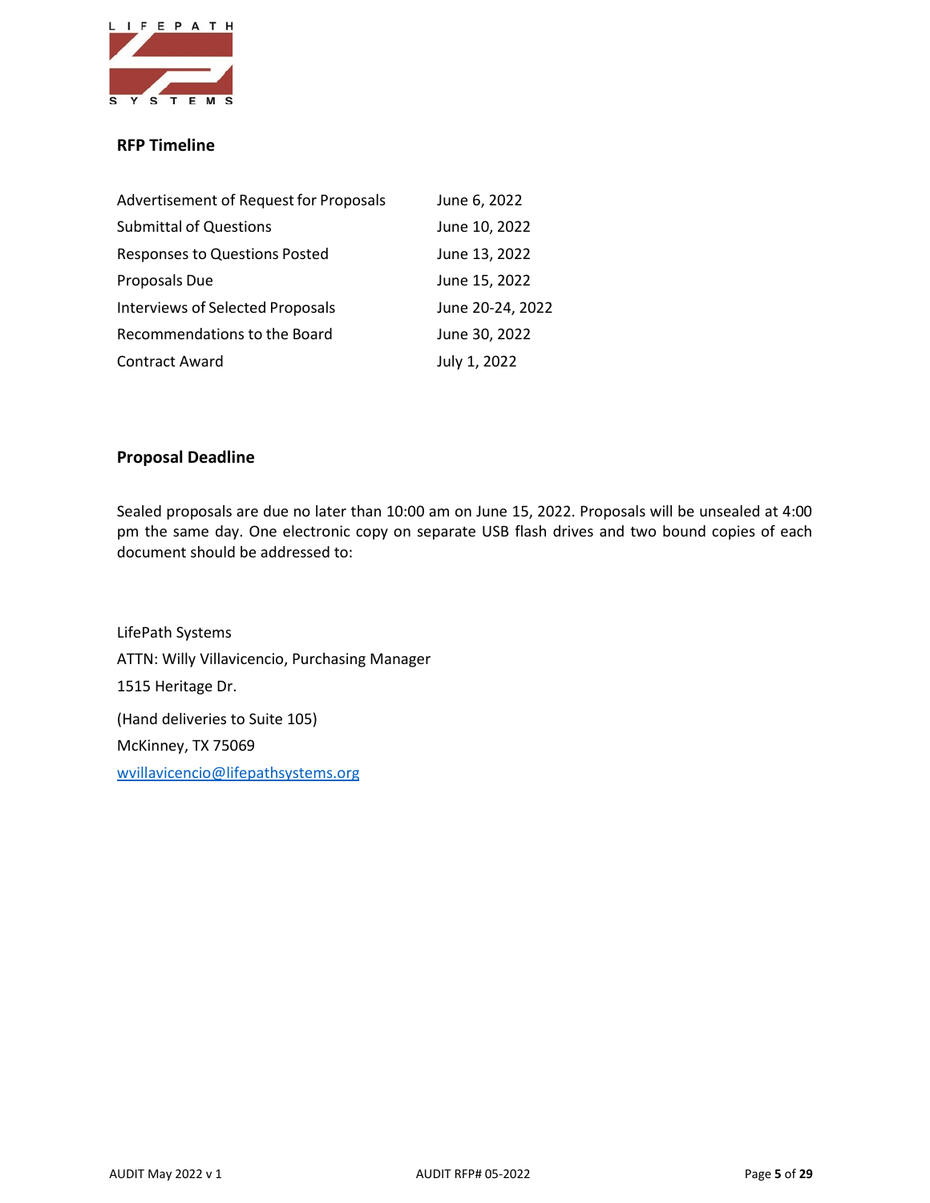## RFP Timeline

| | |
|---|---|
| Advertisement of Request for Proposals | June 6, 2022 |
| Submittal of Questions | June 10, 2022 |
| Responses to Questions Posted | June 13, 2022 |
| Proposals Due | June 15, 2022 |
| Interviews of Selected Proposals | June 20-24, 2022 |
| Recommendations to the Board | June 30, 2022 |
| Contract Award | July 1, 2022 |

## Proposal Deadline

Sealed proposals are due no later than 10:00 am on June 15, 2022. Proposals will be unsealed at 4:00 pm the same day. One electronic copy on separate USB flash drives and two bound copies of each document should be addressed to:

LifePath Systems
ATTN: Willy Villavicencio, Purchasing Manager
1515 Heritage Dr.
(Hand deliveries to Suite 105)
McKinney, TX 75069
wvillavicencio@lifepathsystems.org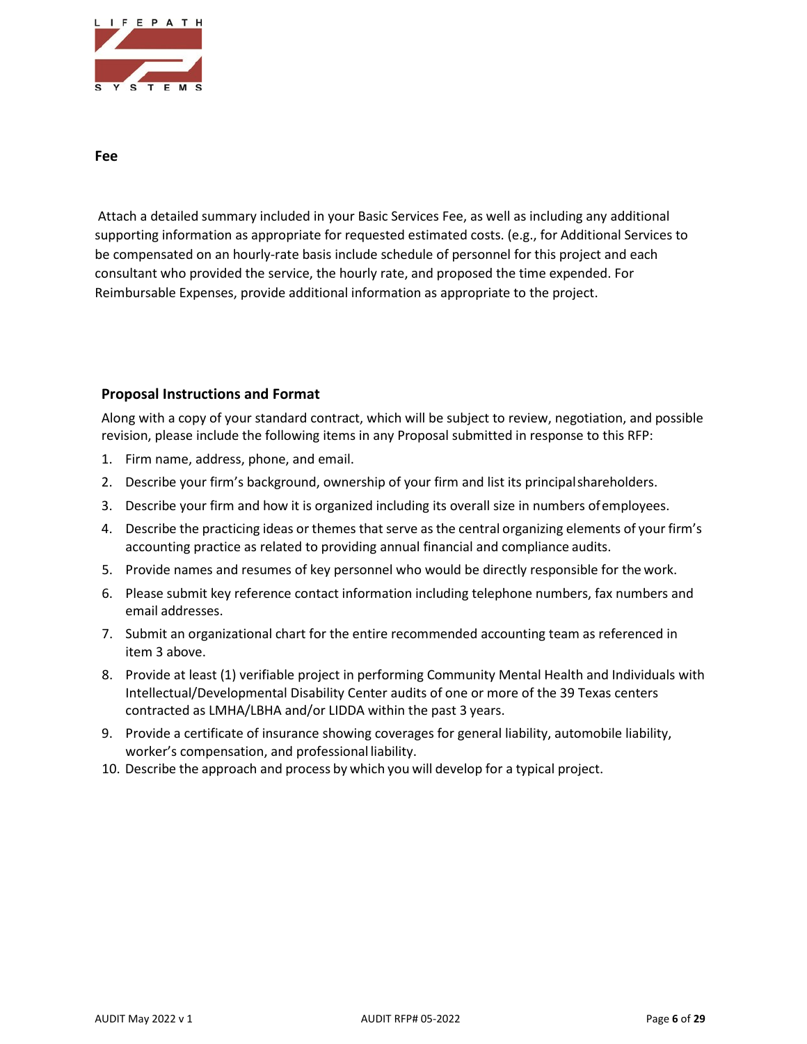## Fee

Attach a detailed summary included in your Basic Services Fee, as well as including any additional supporting information as appropriate for requested estimated costs. (e.g., for Additional Services to be compensated on an hourly-rate basis include schedule of personnel for this project and each consultant who provided the service, the hourly rate, and proposed the time expended. For Reimbursable Expenses, provide additional information as appropriate to the project.

## Proposal Instructions and Format

Along with a copy of your standard contract, which will be subject to review, negotiation, and possible revision, please include the following items in any Proposal submitted in response to this RFP:

1. Firm name, address, phone, and email.
2. Describe your firm's background, ownership of your firm and list its principal shareholders.
3. Describe your firm and how it is organized including its overall size in numbers of employees.
4. Describe the practicing ideas or themes that serve as the central organizing elements of your firm's accounting practice as related to providing annual financial and compliance audits.
5. Provide names and resumes of key personnel who would be directly responsible for the work.
6. Please submit key reference contact information including telephone numbers, fax numbers and email addresses.
7. Submit an organizational chart for the entire recommended accounting team as referenced in item 3 above.
8. Provide at least (1) verifiable project in performing Community Mental Health and Individuals with Intellectual/Developmental Disability Center audits of one or more of the 39 Texas centers contracted as LMHA/LBHA and/or LIDDA within the past 3 years.
9. Provide a certificate of insurance showing coverages for general liability, automobile liability, worker's compensation, and professional liability.
10. Describe the approach and process by which you will develop for a typical project.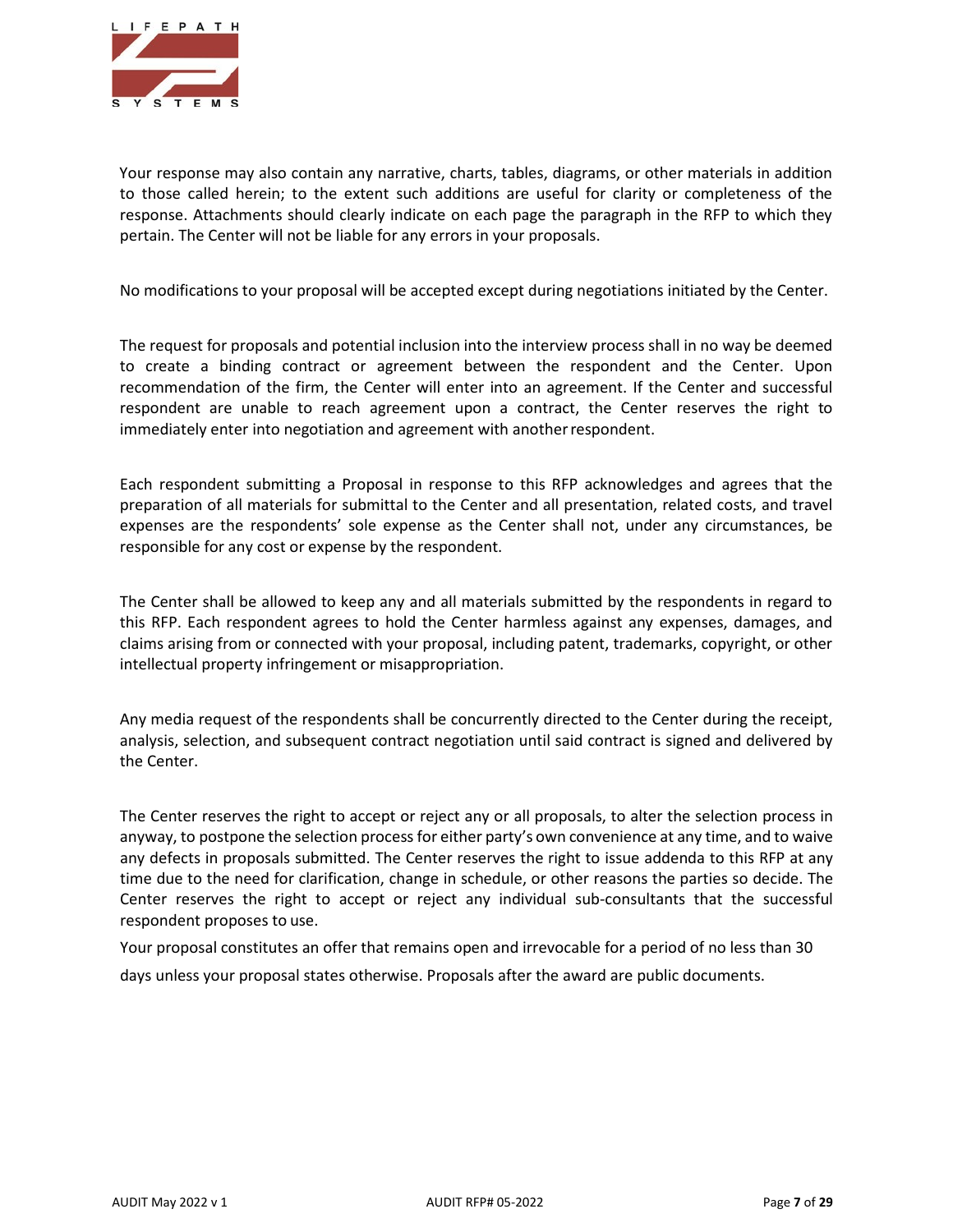Your response may also contain any narrative, charts, tables, diagrams, or other materials in addition to those called herein; to the extent such additions are useful for clarity or completeness of the response. Attachments should clearly indicate on each page the paragraph in the RFP to which they pertain. The Center will not be liable for any errors in your proposals.

No modifications to your proposal will be accepted except during negotiations initiated by the Center.

The request for proposals and potential inclusion into the interview process shall in no way be deemed to create a binding contract or agreement between the respondent and the Center. Upon recommendation of the firm, the Center will enter into an agreement. If the Center and successful respondent are unable to reach agreement upon a contract, the Center reserves the right to immediately enter into negotiation and agreement with another respondent.

Each respondent submitting a Proposal in response to this RFP acknowledges and agrees that the preparation of all materials for submittal to the Center and all presentation, related costs, and travel expenses are the respondents' sole expense as the Center shall not, under any circumstances, be responsible for any cost or expense by the respondent.

The Center shall be allowed to keep any and all materials submitted by the respondents in regard to this RFP. Each respondent agrees to hold the Center harmless against any expenses, damages, and claims arising from or connected with your proposal, including patent, trademarks, copyright, or other intellectual property infringement or misappropriation.

Any media request of the respondents shall be concurrently directed to the Center during the receipt, analysis, selection, and subsequent contract negotiation until said contract is signed and delivered by the Center.

The Center reserves the right to accept or reject any or all proposals, to alter the selection process in anyway, to postpone the selection process for either party's own convenience at any time, and to waive any defects in proposals submitted. The Center reserves the right to issue addenda to this RFP at any time due to the need for clarification, change in schedule, or other reasons the parties so decide. The Center reserves the right to accept or reject any individual sub-consultants that the successful respondent proposes to use.

Your proposal constitutes an offer that remains open and irrevocable for a period of no less than 30 days unless your proposal states otherwise. Proposals after the award are public documents.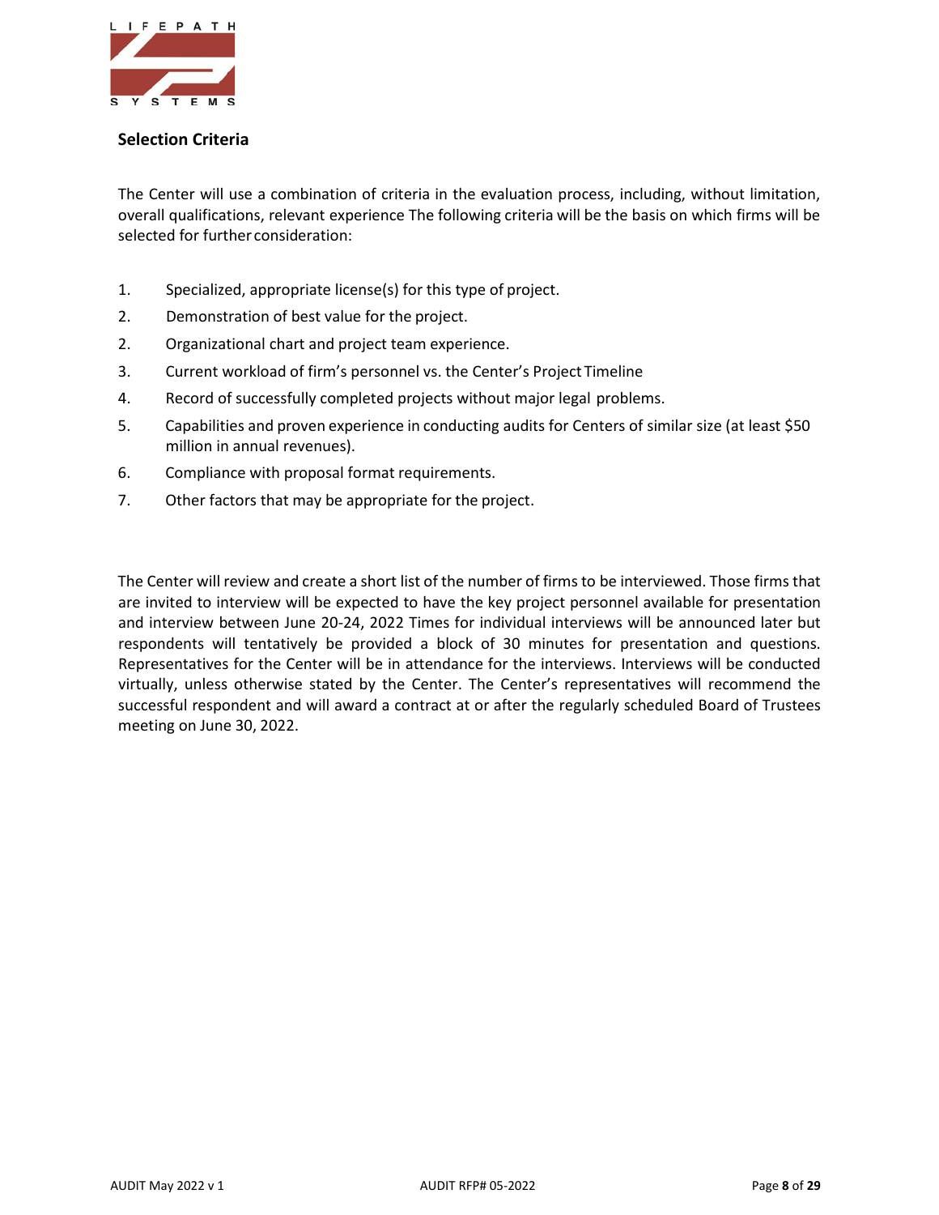## Selection Criteria

The Center will use a combination of criteria in the evaluation process, including, without limitation, overall qualifications, relevant experience The following criteria will be the basis on which firms will be selected for further consideration:

1. Specialized, appropriate license(s) for this type of project.
2. Demonstration of best value for the project.
2. Organizational chart and project team experience.
3. Current workload of firm's personnel vs. the Center's Project Timeline
4. Record of successfully completed projects without major legal problems.
5. Capabilities and proven experience in conducting audits for Centers of similar size (at least $50 million in annual revenues).
6. Compliance with proposal format requirements.
7. Other factors that may be appropriate for the project.

The Center will review and create a short list of the number of firms to be interviewed. Those firms that are invited to interview will be expected to have the key project personnel available for presentation and interview between June 20-24, 2022 Times for individual interviews will be announced later but respondents will tentatively be provided a block of 30 minutes for presentation and questions. Representatives for the Center will be in attendance for the interviews. Interviews will be conducted virtually, unless otherwise stated by the Center. The Center's representatives will recommend the successful respondent and will award a contract at or after the regularly scheduled Board of Trustees meeting on June 30, 2022.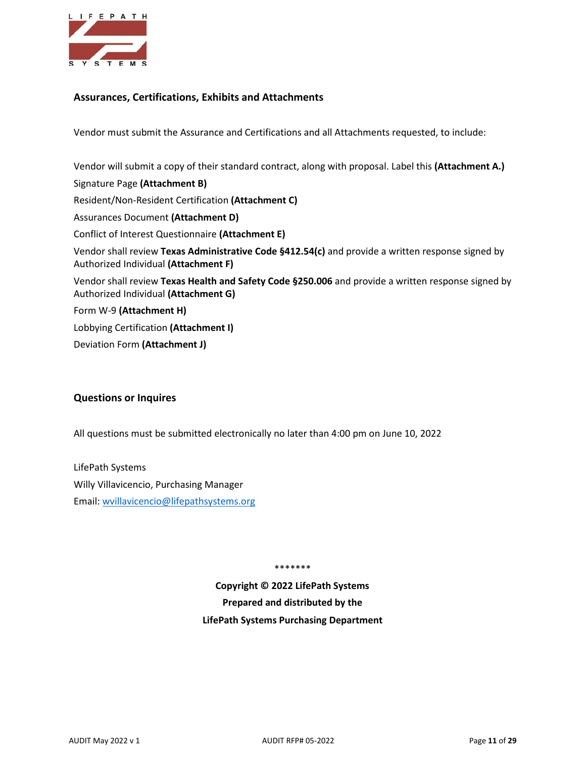## Assurances, Certifications, Exhibits and Attachments

Vendor must submit the Assurance and Certifications and all Attachments requested, to include:

Vendor will submit a copy of their standard contract, along with proposal. Label this **(Attachment A.)**

Signature Page **(Attachment B)**

Resident/Non-Resident Certification **(Attachment C)**

Assurances Document **(Attachment D)**

Conflict of Interest Questionnaire **(Attachment E)**

Vendor shall review **Texas Administrative Code §412.54(c)** and provide a written response signed by Authorized Individual **(Attachment F)**

Vendor shall review **Texas Health and Safety Code §250.006** and provide a written response signed by Authorized Individual **(Attachment G)**

Form W-9 **(Attachment H)**

Lobbying Certification **(Attachment I)**

Deviation Form **(Attachment J)**

## Questions or Inquires

All questions must be submitted electronically no later than 4:00 pm on June 10, 2022

LifePath Systems

Willy Villavicencio, Purchasing Manager

Email: wvillavicencio@lifepathsystems.org

*******

**Copyright © 2022 LifePath Systems**

**Prepared and distributed by the**

**LifePath Systems Purchasing Department**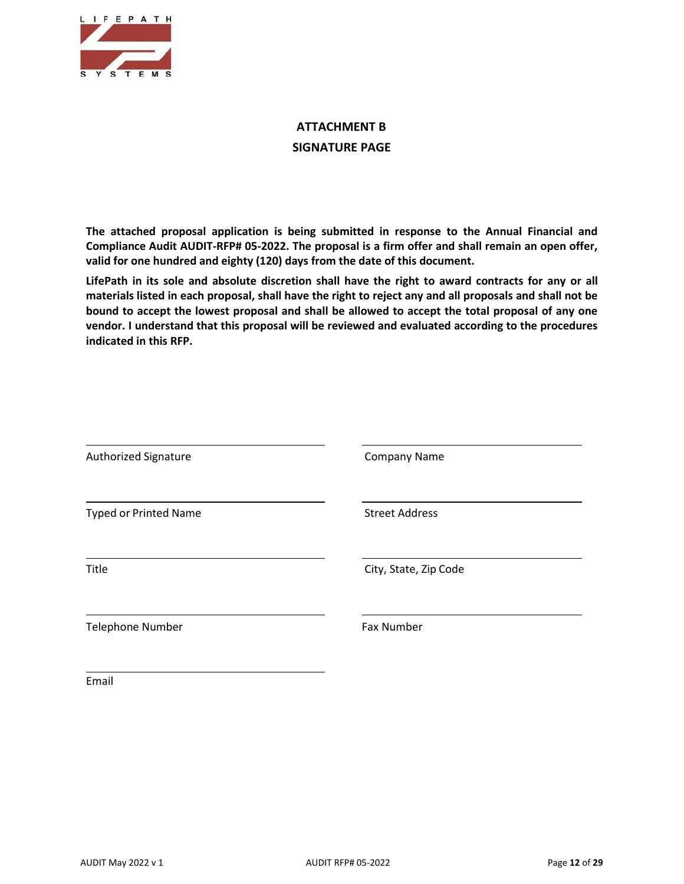# ATTACHMENT B

## SIGNATURE PAGE

**The attached proposal application is being submitted in response to the Annual Financial and Compliance Audit AUDIT-RFP# 05-2022. The proposal is a firm offer and shall remain an open offer, valid for one hundred and eighty (120) days from the date of this document.**

**LifePath in its sole and absolute discretion shall have the right to award contracts for any or all materials listed in each proposal, shall have the right to reject any and all proposals and shall not be bound to accept the lowest proposal and shall be allowed to accept the total proposal of any one vendor. I understand that this proposal will be reviewed and evaluated according to the procedures indicated in this RFP.**

| | |
|---|---|
| \_\_\_\_\_\_\_\_\_\_\_\_\_\_\_\_\_\_\_\_ | \_\_\_\_\_\_\_\_\_\_\_\_\_\_\_\_\_\_\_\_ |
| Authorized Signature | Company Name |
| \_\_\_\_\_\_\_\_\_\_\_\_\_\_\_\_\_\_\_\_ | \_\_\_\_\_\_\_\_\_\_\_\_\_\_\_\_\_\_\_\_ |
| Typed or Printed Name | Street Address |
| \_\_\_\_\_\_\_\_\_\_\_\_\_\_\_\_\_\_\_\_ | \_\_\_\_\_\_\_\_\_\_\_\_\_\_\_\_\_\_\_\_ |
| Title | City, State, Zip Code |
| \_\_\_\_\_\_\_\_\_\_\_\_\_\_\_\_\_\_\_\_ | \_\_\_\_\_\_\_\_\_\_\_\_\_\_\_\_\_\_\_\_ |
| Telephone Number | Fax Number |
| \_\_\_\_\_\_\_\_\_\_\_\_\_\_\_\_\_\_\_\_ | |
| Email | |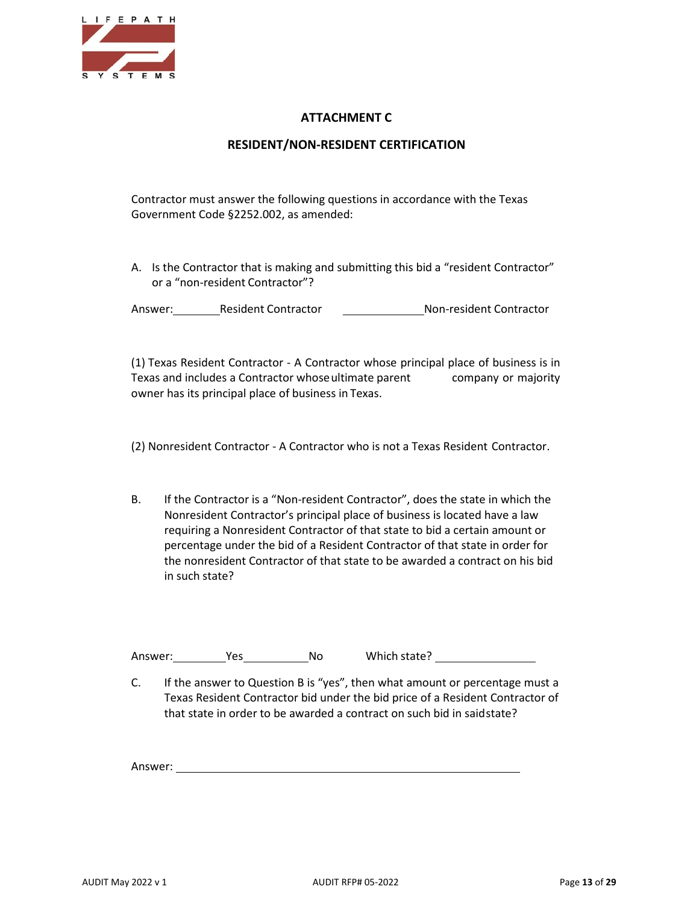## ATTACHMENT C

## RESIDENT/NON-RESIDENT CERTIFICATION

Contractor must answer the following questions in accordance with the Texas Government Code §2252.002, as amended:

A. Is the Contractor that is making and submitting this bid a "resident Contractor" or a "non-resident Contractor"?

Answer: ________Resident Contractor ______________Non-resident Contractor

(1) Texas Resident Contractor - A Contractor whose principal place of business is in Texas and includes a Contractor whose ultimate parent company or majority owner has its principal place of business in Texas.

(2) Nonresident Contractor - A Contractor who is not a Texas Resident Contractor.

B. If the Contractor is a "Non-resident Contractor", does the state in which the Nonresident Contractor's principal place of business is located have a law requiring a Nonresident Contractor of that state to bid a certain amount or percentage under the bid of a Resident Contractor of that state in order for the nonresident Contractor of that state to be awarded a contract on his bid in such state?

Answer: _________Yes___________No Which state? _________________

C. If the answer to Question B is "yes", then what amount or percentage must a Texas Resident Contractor bid under the bid price of a Resident Contractor of that state in order to be awarded a contract on such bid in said state?

Answer: ____________________________________________________________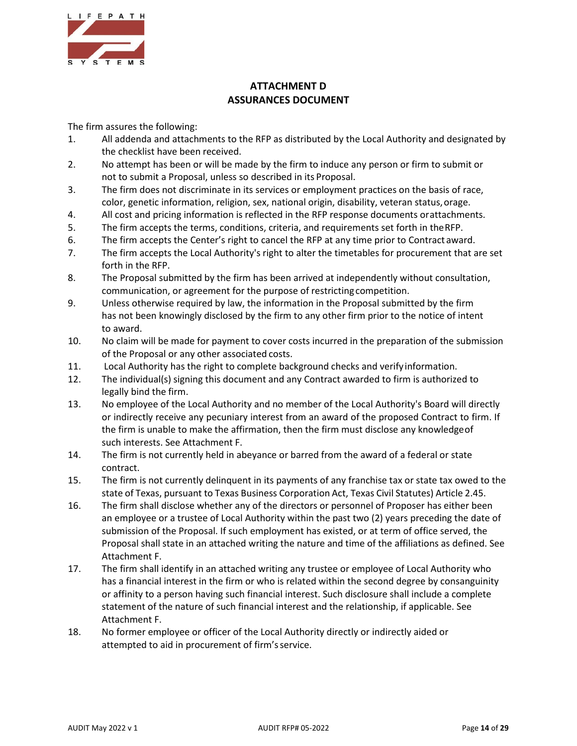# ATTACHMENT D
# ASSURANCES DOCUMENT

The firm assures the following:

1. All addenda and attachments to the RFP as distributed by the Local Authority and designated by the checklist have been received.
2. No attempt has been or will be made by the firm to induce any person or firm to submit or not to submit a Proposal, unless so described in its Proposal.
3. The firm does not discriminate in its services or employment practices on the basis of race, color, genetic information, religion, sex, national origin, disability, veteran status, orage.
4. All cost and pricing information is reflected in the RFP response documents orattachments.
5. The firm accepts the terms, conditions, criteria, and requirements set forth in theRFP.
6. The firm accepts the Center's right to cancel the RFP at any time prior to Contract award.
7. The firm accepts the Local Authority's right to alter the timetables for procurement that are set forth in the RFP.
8. The Proposal submitted by the firm has been arrived at independently without consultation, communication, or agreement for the purpose of restricting competition.
9. Unless otherwise required by law, the information in the Proposal submitted by the firm has not been knowingly disclosed by the firm to any other firm prior to the notice of intent to award.
10. No claim will be made for payment to cover costs incurred in the preparation of the submission of the Proposal or any other associated costs.
11. Local Authority has the right to complete background checks and verify information.
12. The individual(s) signing this document and any Contract awarded to firm is authorized to legally bind the firm.
13. No employee of the Local Authority and no member of the Local Authority's Board will directly or indirectly receive any pecuniary interest from an award of the proposed Contract to firm. If the firm is unable to make the affirmation, then the firm must disclose any knowledgeof such interests. See Attachment F.
14. The firm is not currently held in abeyance or barred from the award of a federal or state contract.
15. The firm is not currently delinquent in its payments of any franchise tax or state tax owed to the state of Texas, pursuant to Texas Business Corporation Act, Texas Civil Statutes) Article 2.45.
16. The firm shall disclose whether any of the directors or personnel of Proposer has either been an employee or a trustee of Local Authority within the past two (2) years preceding the date of submission of the Proposal. If such employment has existed, or at term of office served, the Proposal shall state in an attached writing the nature and time of the affiliations as defined. See Attachment F.
17. The firm shall identify in an attached writing any trustee or employee of Local Authority who has a financial interest in the firm or who is related within the second degree by consanguinity or affinity to a person having such financial interest. Such disclosure shall include a complete statement of the nature of such financial interest and the relationship, if applicable. See Attachment F.
18. No former employee or officer of the Local Authority directly or indirectly aided or attempted to aid in procurement of firm's service.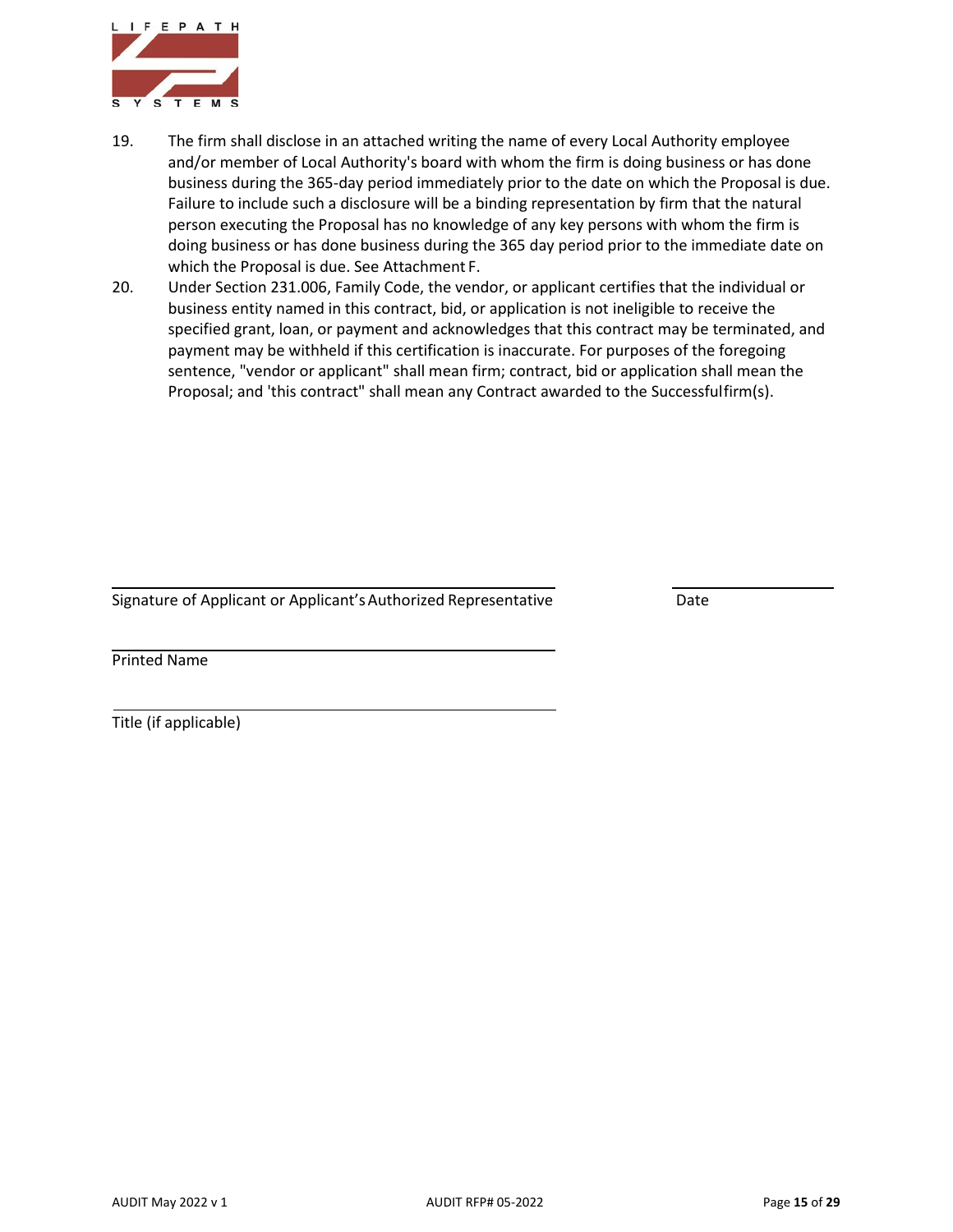19. The firm shall disclose in an attached writing the name of every Local Authority employee and/or member of Local Authority's board with whom the firm is doing business or has done business during the 365-day period immediately prior to the date on which the Proposal is due. Failure to include such a disclosure will be a binding representation by firm that the natural person executing the Proposal has no knowledge of any key persons with whom the firm is doing business or has done business during the 365 day period prior to the immediate date on which the Proposal is due. See Attachment F.
20. Under Section 231.006, Family Code, the vendor, or applicant certifies that the individual or business entity named in this contract, bid, or application is not ineligible to receive the specified grant, loan, or payment and acknowledges that this contract may be terminated, and payment may be withheld if this certification is inaccurate. For purposes of the foregoing sentence, "vendor or applicant" shall mean firm; contract, bid or application shall mean the Proposal; and 'this contract" shall mean any Contract awarded to the Successful firm(s).

\_\_\_\_\_\_\_\_\_\_\_\_\_\_\_\_\_\_\_\_\_\_\_\_\_\_\_\_\_\_\_\_\_\_\_\_\_\_\_\_\_\_\_\_\_\_\_\_ \_\_\_\_\_\_\_\_\_\_\_\_\_\_\_\_\_\_

Signature of Applicant or Applicant's Authorized Representative Date

\_\_\_\_\_\_\_\_\_\_\_\_\_\_\_\_\_\_\_\_\_\_\_\_\_\_\_\_\_\_\_\_\_\_\_\_\_\_\_\_\_\_\_\_\_\_\_\_

Printed Name

\_\_\_\_\_\_\_\_\_\_\_\_\_\_\_\_\_\_\_\_\_\_\_\_\_\_\_\_\_\_\_\_\_\_\_\_\_\_\_\_\_\_\_\_\_\_\_\_

Title (if applicable)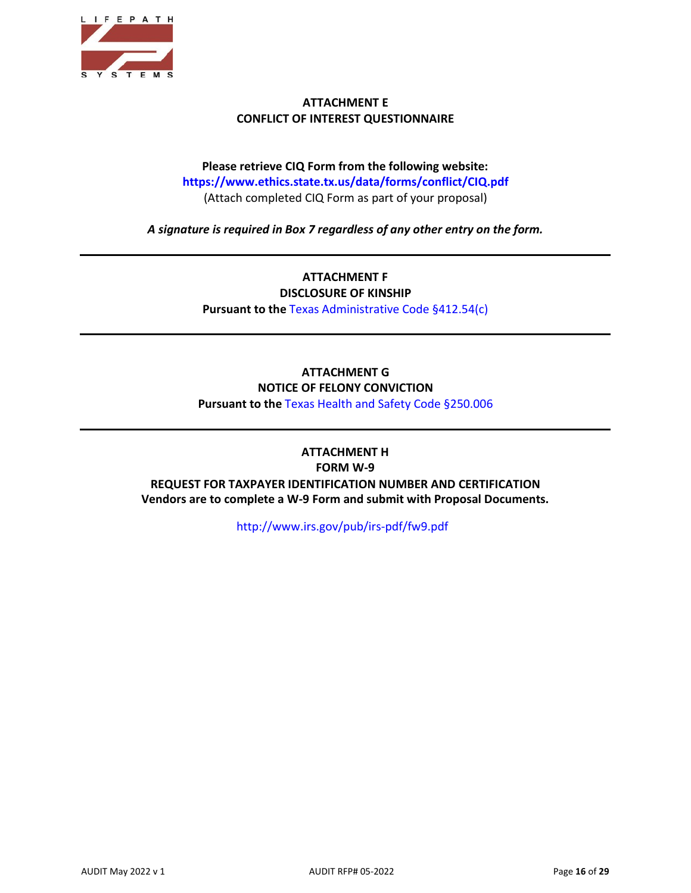## ATTACHMENT E
## CONFLICT OF INTEREST QUESTIONNAIRE

**Please retrieve CIQ Form from the following website:**
**https://www.ethics.state.tx.us/data/forms/conflict/CIQ.pdf**
(Attach completed CIQ Form as part of your proposal)

***A signature is required in Box 7 regardless of any other entry on the form.***

---

## ATTACHMENT F
## DISCLOSURE OF KINSHIP

**Pursuant to the** Texas Administrative Code §412.54(c)

---

## ATTACHMENT G
## NOTICE OF FELONY CONVICTION

**Pursuant to the** Texas Health and Safety Code §250.006

---

## ATTACHMENT H
## FORM W-9
## REQUEST FOR TAXPAYER IDENTIFICATION NUMBER AND CERTIFICATION

**Vendors are to complete a W-9 Form and submit with Proposal Documents.**

http://www.irs.gov/pub/irs-pdf/fw9.pdf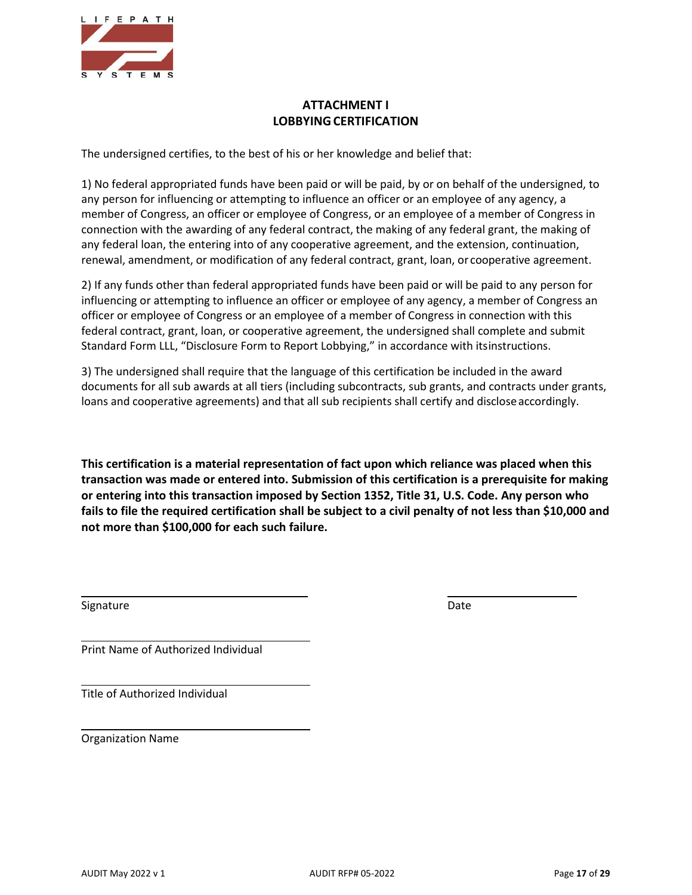# ATTACHMENT I
# LOBBYING CERTIFICATION

The undersigned certifies, to the best of his or her knowledge and belief that:

1) No federal appropriated funds have been paid or will be paid, by or on behalf of the undersigned, to any person for influencing or attempting to influence an officer or an employee of any agency, a member of Congress, an officer or employee of Congress, or an employee of a member of Congress in connection with the awarding of any federal contract, the making of any federal grant, the making of any federal loan, the entering into of any cooperative agreement, and the extension, continuation, renewal, amendment, or modification of any federal contract, grant, loan, or cooperative agreement.

2) If any funds other than federal appropriated funds have been paid or will be paid to any person for influencing or attempting to influence an officer or employee of any agency, a member of Congress an officer or employee of Congress or an employee of a member of Congress in connection with this federal contract, grant, loan, or cooperative agreement, the undersigned shall complete and submit Standard Form LLL, "Disclosure Form to Report Lobbying," in accordance with itsinstructions.

3) The undersigned shall require that the language of this certification be included in the award documents for all sub awards at all tiers (including subcontracts, sub grants, and contracts under grants, loans and cooperative agreements) and that all sub recipients shall certify and disclose accordingly.

**This certification is a material representation of fact upon which reliance was placed when this transaction was made or entered into. Submission of this certification is a prerequisite for making or entering into this transaction imposed by Section 1352, Title 31, U.S. Code. Any person who fails to file the required certification shall be subject to a civil penalty of not less than $10,000 and not more than $100,000 for each such failure.**

_______________________________ &nbsp;&nbsp;&nbsp;&nbsp;&nbsp;&nbsp;&nbsp; ____________________
Signature &nbsp;&nbsp;&nbsp;&nbsp;&nbsp;&nbsp;&nbsp;&nbsp;&nbsp;&nbsp;&nbsp;&nbsp;&nbsp;&nbsp;&nbsp;&nbsp;&nbsp;&nbsp;&nbsp;&nbsp;&nbsp;&nbsp;&nbsp;&nbsp;&nbsp;&nbsp;&nbsp;&nbsp;&nbsp;&nbsp;&nbsp;&nbsp;&nbsp;&nbsp;&nbsp;&nbsp;&nbsp;&nbsp;&nbsp;&nbsp; Date

_______________________________
Print Name of Authorized Individual

_______________________________
Title of Authorized Individual

_______________________________
Organization Name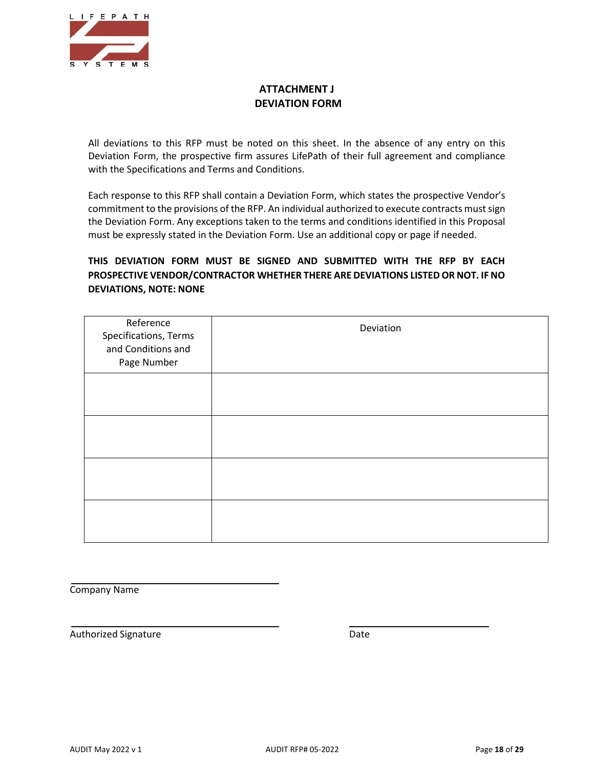# ATTACHMENT J
# DEVIATION FORM

All deviations to this RFP must be noted on this sheet. In the absence of any entry on this Deviation Form, the prospective firm assures LifePath of their full agreement and compliance with the Specifications and Terms and Conditions.

Each response to this RFP shall contain a Deviation Form, which states the prospective Vendor's commitment to the provisions of the RFP. An individual authorized to execute contracts must sign the Deviation Form. Any exceptions taken to the terms and conditions identified in this Proposal must be expressly stated in the Deviation Form. Use an additional copy or page if needed.

**THIS DEVIATION FORM MUST BE SIGNED AND SUBMITTED WITH THE RFP BY EACH PROSPECTIVE VENDOR/CONTRACTOR WHETHER THERE ARE DEVIATIONS LISTED OR NOT. IF NO DEVIATIONS, NOTE: NONE**

| Reference Specifications, Terms and Conditions and Page Number | Deviation |
|---|---|
| | |
| | |
| | |
| | |

Company Name

Authorized Signature

Date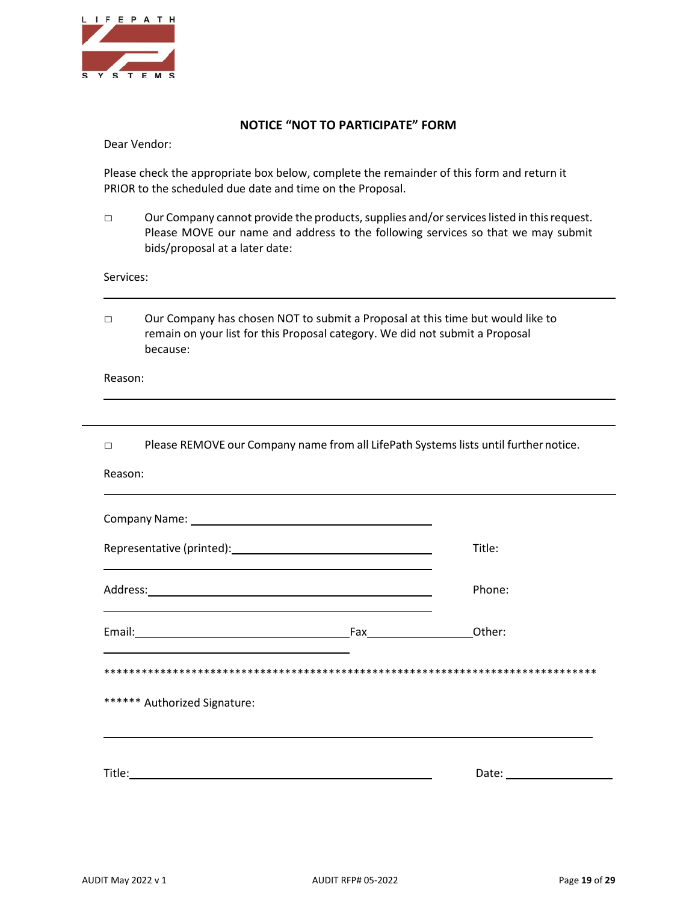LIFEPATH SYSTEMS

## NOTICE “NOT TO PARTICIPATE” FORM

Dear Vendor:

Please check the appropriate box below, complete the remainder of this form and return it PRIOR to the scheduled due date and time on the Proposal.

□ Our Company cannot provide the products, supplies and/or services listed in this request. Please MOVE our name and address to the following services so that we may submit bids/proposal at a later date:

Services: \_\_\_\_\_\_\_\_\_\_\_\_\_\_\_\_\_\_\_\_\_\_\_\_\_\_\_\_\_\_\_\_\_\_\_\_\_\_\_\_

□ Our Company has chosen NOT to submit a Proposal at this time but would like to remain on your list for this Proposal category. We did not submit a Proposal because:

Reason: \_\_\_\_\_\_\_\_\_\_\_\_\_\_\_\_\_\_\_\_\_\_\_\_\_\_\_\_\_\_\_\_\_\_\_\_\_\_\_\_

---

□ Please REMOVE our Company name from all LifePath Systems lists until further notice.

Reason: \_\_\_\_\_\_\_\_\_\_\_\_\_\_\_\_\_\_\_\_\_\_\_\_\_\_\_\_\_\_\_\_\_\_\_\_\_\_\_\_

Company Name: \_\_\_\_\_\_\_\_\_\_\_\_\_\_\_\_\_\_\_\_\_\_\_\_\_\_\_\_\_\_\_\_\_\_\_\_\_\_\_\_

Representative (printed): \_\_\_\_\_\_\_\_\_\_\_\_\_\_\_\_\_\_\_\_\_\_\_\_\_\_\_\_\_\_ Title:

Address: \_\_\_\_\_\_\_\_\_\_\_\_\_\_\_\_\_\_\_\_\_\_\_\_\_\_\_\_\_\_\_\_\_\_\_\_\_\_\_\_ Phone:

Email: \_\_\_\_\_\_\_\_\_\_\_\_\_\_\_\_\_\_\_\_\_\_\_\_\_\_ Fax \_\_\_\_\_\_\_\_\_\_\_\_\_\_ Other:

*******************************************************************************

****** Authorized Signature: \_\_\_\_\_\_\_\_\_\_\_\_\_\_\_\_\_\_\_\_\_\_\_\_\_\_\_\_\_\_\_\_\_\_\_\_\_\_\_\_

Title: \_\_\_\_\_\_\_\_\_\_\_\_\_\_\_\_\_\_\_\_\_\_\_\_\_\_\_\_\_\_\_\_\_\_\_\_\_\_\_\_ Date: \_\_\_\_\_\_\_\_\_\_\_\_\_\_\_\_